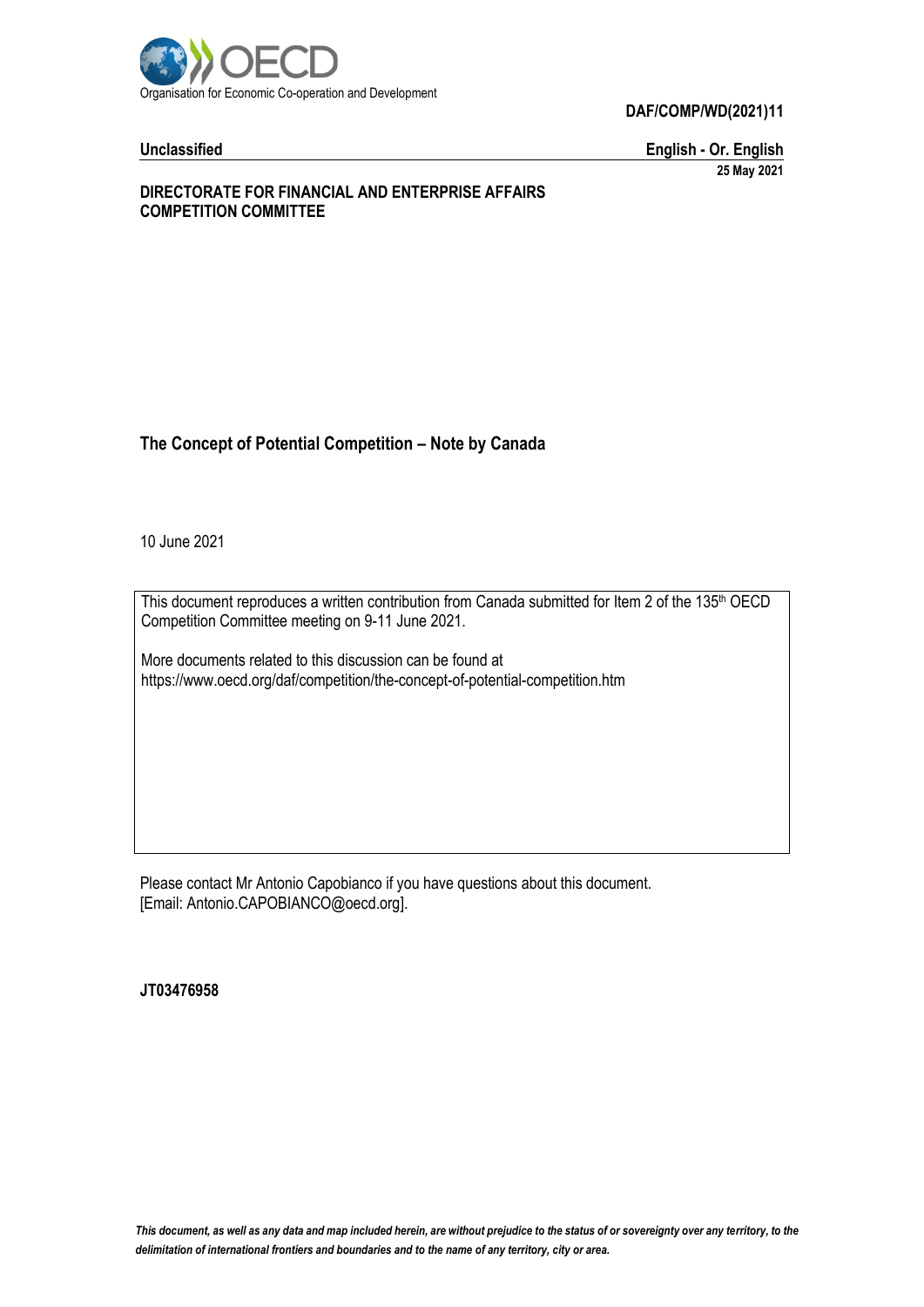Organisation for Economic Co-operation and Development

**DAF/COMP/WD(2021)11**

**Unclassified** **English - Or. English**

**25 May 2021**

**DIRECTORATE FOR FINANCIAL AND ENTERPRISE AFFAIRS**
**COMPETITION COMMITTEE**

## The Concept of Potential Competition – Note by Canada

10 June 2021

This document reproduces a written contribution from Canada submitted for Item 2 of the 135th OECD Competition Committee meeting on 9-11 June 2021.

More documents related to this discussion can be found at https://www.oecd.org/daf/competition/the-concept-of-potential-competition.htm

Please contact Mr Antonio Capobianco if you have questions about this document. [Email: Antonio.CAPOBIANCO@oecd.org].

**JT03476958**

*This document, as well as any data and map included herein, are without prejudice to the status of or sovereignty over any territory, to the delimitation of international frontiers and boundaries and to the name of any territory, city or area.*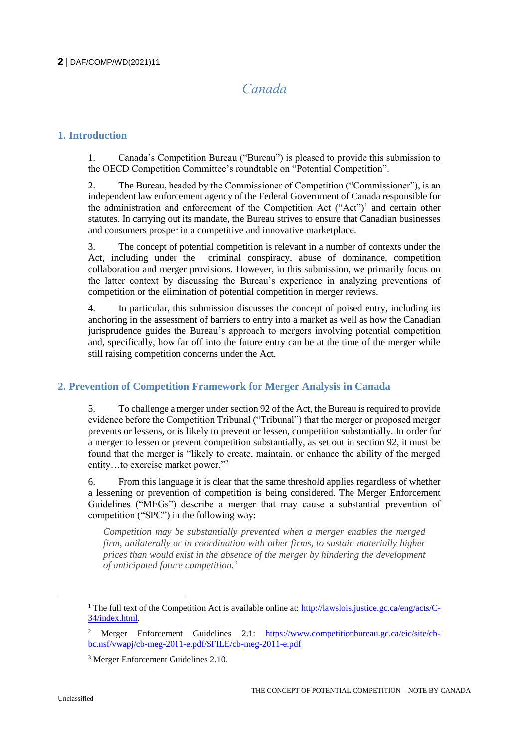# Canada

## 1. Introduction

1. Canada's Competition Bureau ("Bureau") is pleased to provide this submission to the OECD Competition Committee's roundtable on "Potential Competition".

2. The Bureau, headed by the Commissioner of Competition ("Commissioner"), is an independent law enforcement agency of the Federal Government of Canada responsible for the administration and enforcement of the Competition Act ("Act")[1] and certain other statutes. In carrying out its mandate, the Bureau strives to ensure that Canadian businesses and consumers prosper in a competitive and innovative marketplace.

3. The concept of potential competition is relevant in a number of contexts under the Act, including under the criminal conspiracy, abuse of dominance, competition collaboration and merger provisions. However, in this submission, we primarily focus on the latter context by discussing the Bureau's experience in analyzing preventions of competition or the elimination of potential competition in merger reviews.

4. In particular, this submission discusses the concept of poised entry, including its anchoring in the assessment of barriers to entry into a market as well as how the Canadian jurisprudence guides the Bureau's approach to mergers involving potential competition and, specifically, how far off into the future entry can be at the time of the merger while still raising competition concerns under the Act.

## 2. Prevention of Competition Framework for Merger Analysis in Canada

5. To challenge a merger under section 92 of the Act, the Bureau is required to provide evidence before the Competition Tribunal ("Tribunal") that the merger or proposed merger prevents or lessens, or is likely to prevent or lessen, competition substantially. In order for a merger to lessen or prevent competition substantially, as set out in section 92, it must be found that the merger is "likely to create, maintain, or enhance the ability of the merged entity…to exercise market power."[2]

6. From this language it is clear that the same threshold applies regardless of whether a lessening or prevention of competition is being considered. The Merger Enforcement Guidelines ("MEGs") describe a merger that may cause a substantial prevention of competition ("SPC") in the following way:

> *Competition may be substantially prevented when a merger enables the merged firm, unilaterally or in coordination with other firms, to sustain materially higher prices than would exist in the absence of the merger by hindering the development of anticipated future competition.*[3]

---

[1] The full text of the Competition Act is available online at: http://lawslois.justice.gc.ca/eng/acts/C-34/index.html.

[2] Merger Enforcement Guidelines 2.1: https://www.competitionbureau.gc.ca/eic/site/cb-bc.nsf/vwapj/cb-meg-2011-e.pdf/$FILE/cb-meg-2011-e.pdf

[3] Merger Enforcement Guidelines 2.10.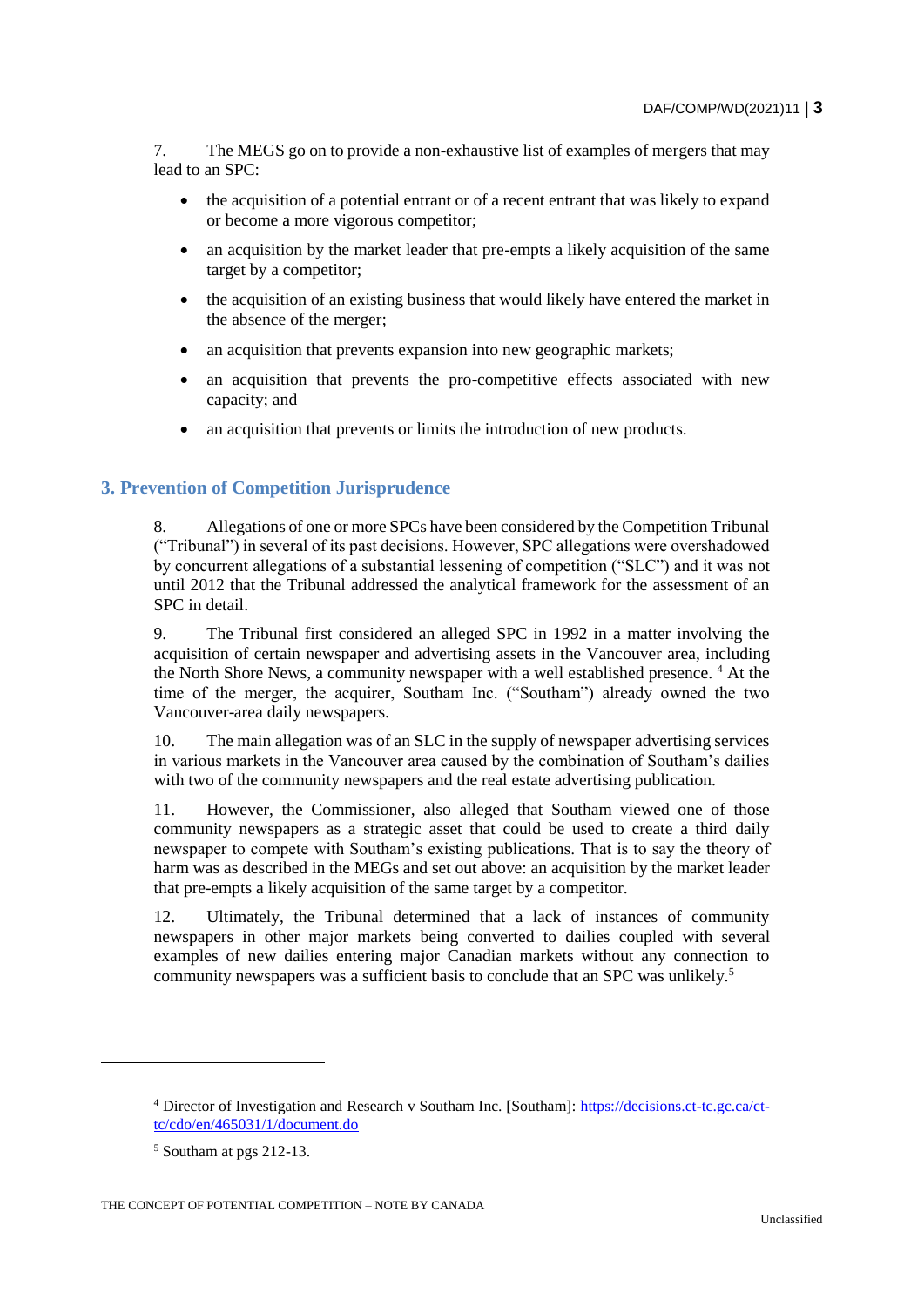7. The MEGS go on to provide a non-exhaustive list of examples of mergers that may lead to an SPC:

- the acquisition of a potential entrant or of a recent entrant that was likely to expand or become a more vigorous competitor;
- an acquisition by the market leader that pre-empts a likely acquisition of the same target by a competitor;
- the acquisition of an existing business that would likely have entered the market in the absence of the merger;
- an acquisition that prevents expansion into new geographic markets;
- an acquisition that prevents the pro-competitive effects associated with new capacity; and
- an acquisition that prevents or limits the introduction of new products.

## 3. Prevention of Competition Jurisprudence

8. Allegations of one or more SPCs have been considered by the Competition Tribunal ("Tribunal") in several of its past decisions. However, SPC allegations were overshadowed by concurrent allegations of a substantial lessening of competition ("SLC") and it was not until 2012 that the Tribunal addressed the analytical framework for the assessment of an SPC in detail.

9. The Tribunal first considered an alleged SPC in 1992 in a matter involving the acquisition of certain newspaper and advertising assets in the Vancouver area, including the North Shore News, a community newspaper with a well established presence. [4] At the time of the merger, the acquirer, Southam Inc. ("Southam") already owned the two Vancouver-area daily newspapers.

10. The main allegation was of an SLC in the supply of newspaper advertising services in various markets in the Vancouver area caused by the combination of Southam's dailies with two of the community newspapers and the real estate advertising publication.

11. However, the Commissioner, also alleged that Southam viewed one of those community newspapers as a strategic asset that could be used to create a third daily newspaper to compete with Southam's existing publications. That is to say the theory of harm was as described in the MEGs and set out above: an acquisition by the market leader that pre-empts a likely acquisition of the same target by a competitor.

12. Ultimately, the Tribunal determined that a lack of instances of community newspapers in other major markets being converted to dailies coupled with several examples of new dailies entering major Canadian markets without any connection to community newspapers was a sufficient basis to conclude that an SPC was unlikely.[5]

---

[4] Director of Investigation and Research v Southam Inc. [Southam]: https://decisions.ct-tc.gc.ca/ct-tc/cdo/en/465031/1/document.do

[5] Southam at pgs 212-13.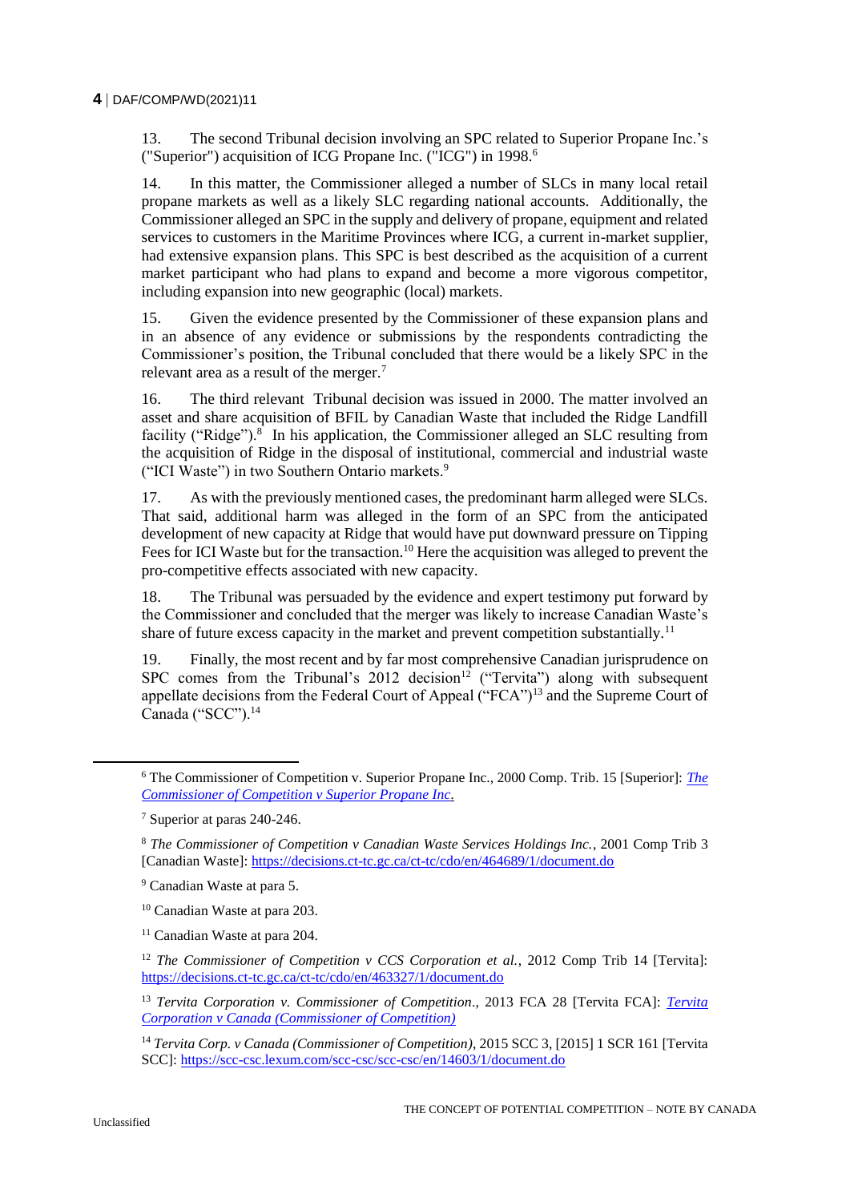13. The second Tribunal decision involving an SPC related to Superior Propane Inc.'s ("Superior") acquisition of ICG Propane Inc. ("ICG") in 1998.[6]

14. In this matter, the Commissioner alleged a number of SLCs in many local retail propane markets as well as a likely SLC regarding national accounts. Additionally, the Commissioner alleged an SPC in the supply and delivery of propane, equipment and related services to customers in the Maritime Provinces where ICG, a current in-market supplier, had extensive expansion plans. This SPC is best described as the acquisition of a current market participant who had plans to expand and become a more vigorous competitor, including expansion into new geographic (local) markets.

15. Given the evidence presented by the Commissioner of these expansion plans and in an absence of any evidence or submissions by the respondents contradicting the Commissioner's position, the Tribunal concluded that there would be a likely SPC in the relevant area as a result of the merger.[7]

16. The third relevant Tribunal decision was issued in 2000. The matter involved an asset and share acquisition of BFIL by Canadian Waste that included the Ridge Landfill facility ("Ridge").[8] In his application, the Commissioner alleged an SLC resulting from the acquisition of Ridge in the disposal of institutional, commercial and industrial waste ("ICI Waste") in two Southern Ontario markets.[9]

17. As with the previously mentioned cases, the predominant harm alleged were SLCs. That said, additional harm was alleged in the form of an SPC from the anticipated development of new capacity at Ridge that would have put downward pressure on Tipping Fees for ICI Waste but for the transaction.[10] Here the acquisition was alleged to prevent the pro-competitive effects associated with new capacity.

18. The Tribunal was persuaded by the evidence and expert testimony put forward by the Commissioner and concluded that the merger was likely to increase Canadian Waste's share of future excess capacity in the market and prevent competition substantially.[11]

19. Finally, the most recent and by far most comprehensive Canadian jurisprudence on SPC comes from the Tribunal's 2012 decision[12] ("Tervita") along with subsequent appellate decisions from the Federal Court of Appeal ("FCA")[13] and the Supreme Court of Canada ("SCC").[14]

---

[6] The Commissioner of Competition v. Superior Propane Inc., 2000 Comp. Trib. 15 [Superior]: *The Commissioner of Competition v Superior Propane Inc.*

[7] Superior at paras 240-246.

[8] *The Commissioner of Competition v Canadian Waste Services Holdings Inc.*, 2001 Comp Trib 3 [Canadian Waste]: https://decisions.ct-tc.gc.ca/ct-tc/cdo/en/464689/1/document.do

[9] Canadian Waste at para 5.

[10] Canadian Waste at para 203.

[11] Canadian Waste at para 204.

[12] *The Commissioner of Competition v CCS Corporation et al.*, 2012 Comp Trib 14 [Tervita]: https://decisions.ct-tc.gc.ca/ct-tc/cdo/en/463327/1/document.do

[13] *Tervita Corporation v. Commissioner of Competition*., 2013 FCA 28 [Tervita FCA]: *Tervita Corporation v Canada (Commissioner of Competition)*

[14] *Tervita Corp. v Canada (Commissioner of Competition)*, 2015 SCC 3, [2015] 1 SCR 161 [Tervita SCC]: https://scc-csc.lexum.com/scc-csc/scc-csc/en/14603/1/document.do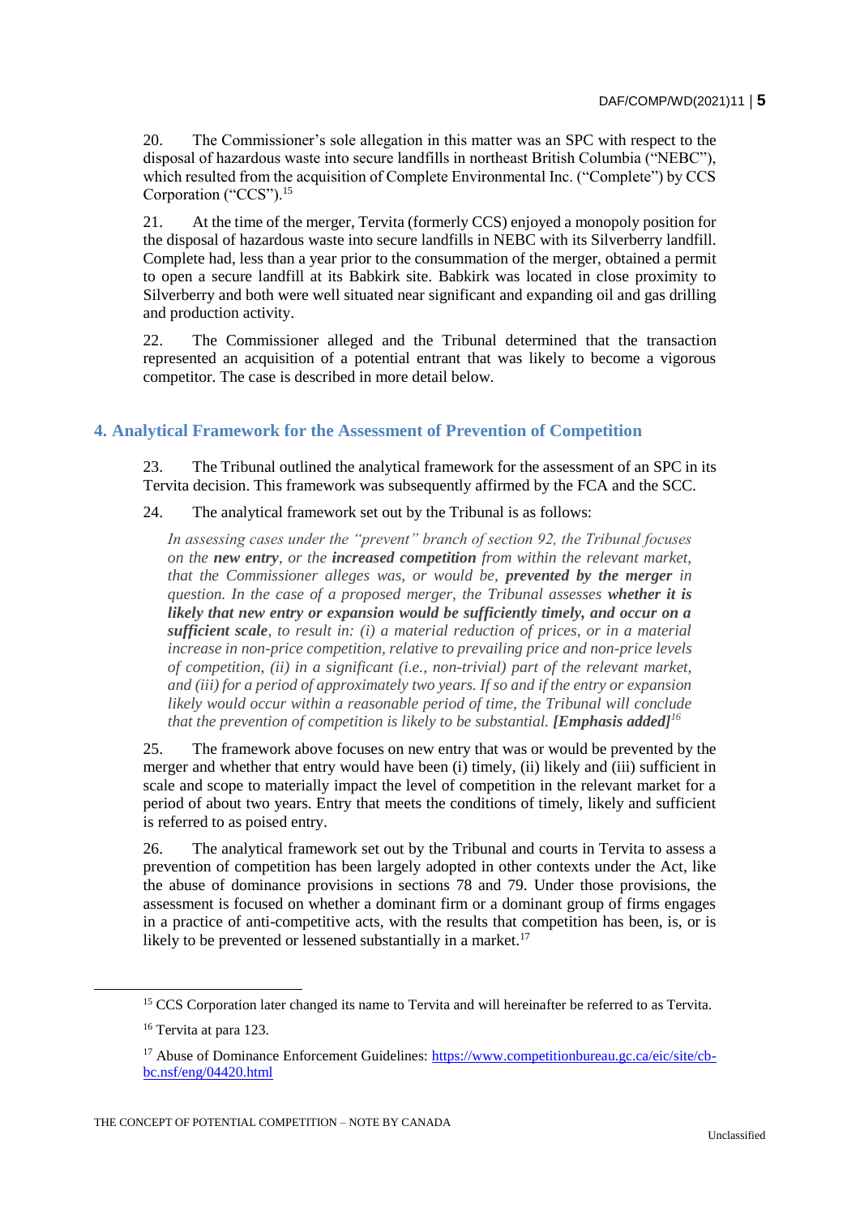20. The Commissioner's sole allegation in this matter was an SPC with respect to the disposal of hazardous waste into secure landfills in northeast British Columbia ("NEBC"), which resulted from the acquisition of Complete Environmental Inc. ("Complete") by CCS Corporation ("CCS").[15]

21. At the time of the merger, Tervita (formerly CCS) enjoyed a monopoly position for the disposal of hazardous waste into secure landfills in NEBC with its Silverberry landfill. Complete had, less than a year prior to the consummation of the merger, obtained a permit to open a secure landfill at its Babkirk site. Babkirk was located in close proximity to Silverberry and both were well situated near significant and expanding oil and gas drilling and production activity.

22. The Commissioner alleged and the Tribunal determined that the transaction represented an acquisition of a potential entrant that was likely to become a vigorous competitor. The case is described in more detail below.

## 4. Analytical Framework for the Assessment of Prevention of Competition

23. The Tribunal outlined the analytical framework for the assessment of an SPC in its Tervita decision. This framework was subsequently affirmed by the FCA and the SCC.

24. The analytical framework set out by the Tribunal is as follows:

> *In assessing cases under the "prevent" branch of section 92, the Tribunal focuses on the* ***new entry****, or the* ***increased competition*** *from within the relevant market, that the Commissioner alleges was, or would be,* ***prevented by the merger*** *in question. In the case of a proposed merger, the Tribunal assesses* ***whether it is likely that new entry or expansion would be sufficiently timely, and occur on a sufficient scale****, to result in: (i) a material reduction of prices, or in a material increase in non-price competition, relative to prevailing price and non-price levels of competition, (ii) in a significant (i.e., non-trivial) part of the relevant market, and (iii) for a period of approximately two years. If so and if the entry or expansion likely would occur within a reasonable period of time, the Tribunal will conclude that the prevention of competition is likely to be substantial.* ***[Emphasis added]***[16]

25. The framework above focuses on new entry that was or would be prevented by the merger and whether that entry would have been (i) timely, (ii) likely and (iii) sufficient in scale and scope to materially impact the level of competition in the relevant market for a period of about two years. Entry that meets the conditions of timely, likely and sufficient is referred to as poised entry.

26. The analytical framework set out by the Tribunal and courts in Tervita to assess a prevention of competition has been largely adopted in other contexts under the Act, like the abuse of dominance provisions in sections 78 and 79. Under those provisions, the assessment is focused on whether a dominant firm or a dominant group of firms engages in a practice of anti-competitive acts, with the results that competition has been, is, or is likely to be prevented or lessened substantially in a market.[17]

---

[15] CCS Corporation later changed its name to Tervita and will hereinafter be referred to as Tervita.

[16] Tervita at para 123.

[17] Abuse of Dominance Enforcement Guidelines: https://www.competitionbureau.gc.ca/eic/site/cb-bc.nsf/eng/04420.html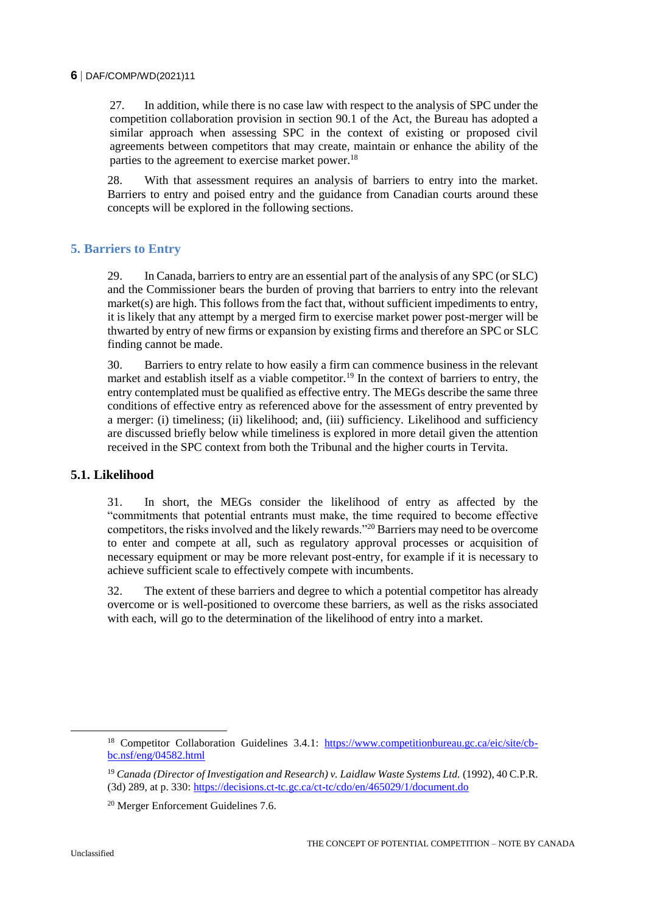27. In addition, while there is no case law with respect to the analysis of SPC under the competition collaboration provision in section 90.1 of the Act, the Bureau has adopted a similar approach when assessing SPC in the context of existing or proposed civil agreements between competitors that may create, maintain or enhance the ability of the parties to the agreement to exercise market power.[18]

28. With that assessment requires an analysis of barriers to entry into the market. Barriers to entry and poised entry and the guidance from Canadian courts around these concepts will be explored in the following sections.

## 5. Barriers to Entry

29. In Canada, barriers to entry are an essential part of the analysis of any SPC (or SLC) and the Commissioner bears the burden of proving that barriers to entry into the relevant market(s) are high. This follows from the fact that, without sufficient impediments to entry, it is likely that any attempt by a merged firm to exercise market power post-merger will be thwarted by entry of new firms or expansion by existing firms and therefore an SPC or SLC finding cannot be made.

30. Barriers to entry relate to how easily a firm can commence business in the relevant market and establish itself as a viable competitor.[19] In the context of barriers to entry, the entry contemplated must be qualified as effective entry. The MEGs describe the same three conditions of effective entry as referenced above for the assessment of entry prevented by a merger: (i) timeliness; (ii) likelihood; and, (iii) sufficiency. Likelihood and sufficiency are discussed briefly below while timeliness is explored in more detail given the attention received in the SPC context from both the Tribunal and the higher courts in Tervita.

### 5.1. Likelihood

31. In short, the MEGs consider the likelihood of entry as affected by the "commitments that potential entrants must make, the time required to become effective competitors, the risks involved and the likely rewards."[20] Barriers may need to be overcome to enter and compete at all, such as regulatory approval processes or acquisition of necessary equipment or may be more relevant post-entry, for example if it is necessary to achieve sufficient scale to effectively compete with incumbents.

32. The extent of these barriers and degree to which a potential competitor has already overcome or is well-positioned to overcome these barriers, as well as the risks associated with each, will go to the determination of the likelihood of entry into a market.

---

[18] Competitor Collaboration Guidelines 3.4.1: https://www.competitionbureau.gc.ca/eic/site/cb-bc.nsf/eng/04582.html

[19] *Canada (Director of Investigation and Research) v. Laidlaw Waste Systems Ltd.* (1992), 40 C.P.R. (3d) 289, at p. 330: https://decisions.ct-tc.gc.ca/ct-tc/cdo/en/465029/1/document.do

[20] Merger Enforcement Guidelines 7.6.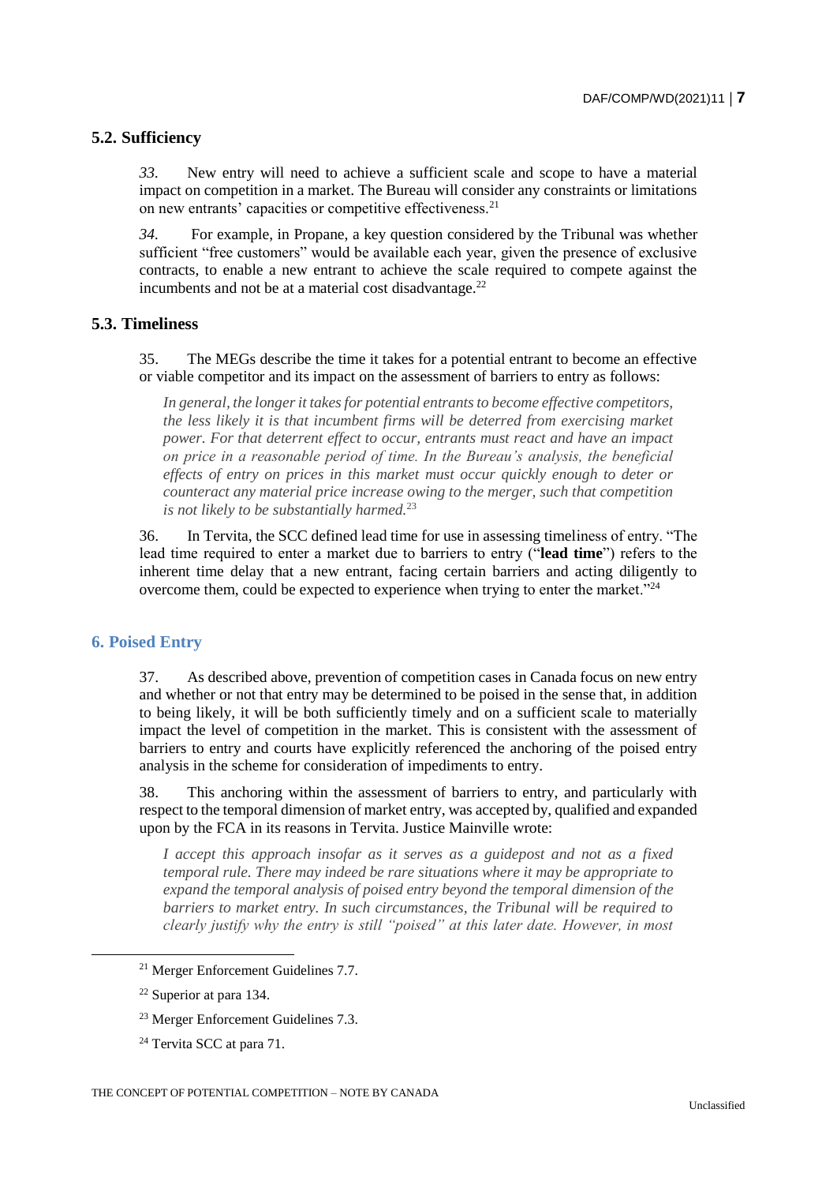## 5.2. Sufficiency

*33.* New entry will need to achieve a sufficient scale and scope to have a material impact on competition in a market. The Bureau will consider any constraints or limitations on new entrants' capacities or competitive effectiveness.[21]

*34.* For example, in Propane, a key question considered by the Tribunal was whether sufficient "free customers" would be available each year, given the presence of exclusive contracts, to enable a new entrant to achieve the scale required to compete against the incumbents and not be at a material cost disadvantage.[22]

## 5.3. Timeliness

35. The MEGs describe the time it takes for a potential entrant to become an effective or viable competitor and its impact on the assessment of barriers to entry as follows:

> *In general, the longer it takes for potential entrants to become effective competitors, the less likely it is that incumbent firms will be deterred from exercising market power. For that deterrent effect to occur, entrants must react and have an impact on price in a reasonable period of time. In the Bureau's analysis, the beneficial effects of entry on prices in this market must occur quickly enough to deter or counteract any material price increase owing to the merger, such that competition is not likely to be substantially harmed.*[23]

36. In Tervita, the SCC defined lead time for use in assessing timeliness of entry. "The lead time required to enter a market due to barriers to entry ("**lead time**") refers to the inherent time delay that a new entrant, facing certain barriers and acting diligently to overcome them, could be expected to experience when trying to enter the market."[24]

# 6. Poised Entry

37. As described above, prevention of competition cases in Canada focus on new entry and whether or not that entry may be determined to be poised in the sense that, in addition to being likely, it will be both sufficiently timely and on a sufficient scale to materially impact the level of competition in the market. This is consistent with the assessment of barriers to entry and courts have explicitly referenced the anchoring of the poised entry analysis in the scheme for consideration of impediments to entry.

38. This anchoring within the assessment of barriers to entry, and particularly with respect to the temporal dimension of market entry, was accepted by, qualified and expanded upon by the FCA in its reasons in Tervita. Justice Mainville wrote:

> *I accept this approach insofar as it serves as a guidepost and not as a fixed temporal rule. There may indeed be rare situations where it may be appropriate to expand the temporal analysis of poised entry beyond the temporal dimension of the barriers to market entry. In such circumstances, the Tribunal will be required to clearly justify why the entry is still "poised" at this later date. However, in most*

---

[21] Merger Enforcement Guidelines 7.7.

[22] Superior at para 134.

[23] Merger Enforcement Guidelines 7.3.

[24] Tervita SCC at para 71.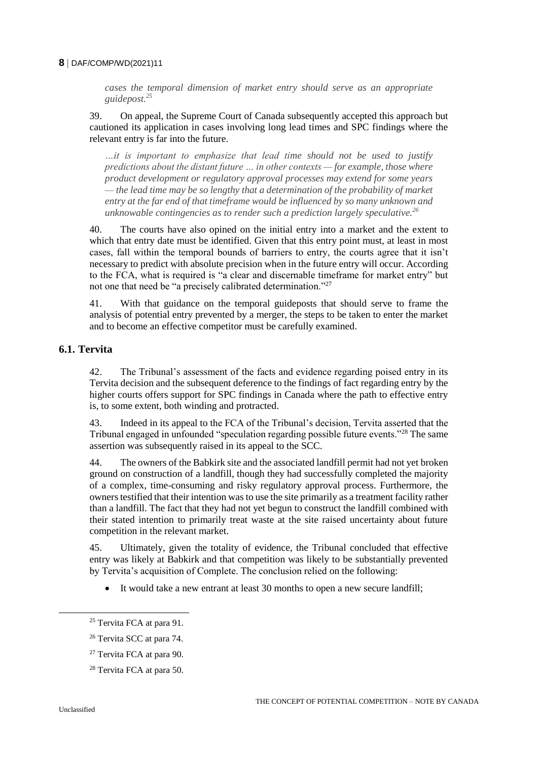*cases the temporal dimension of market entry should serve as an appropriate guidepost.*[25]

39. On appeal, the Supreme Court of Canada subsequently accepted this approach but cautioned its application in cases involving long lead times and SPC findings where the relevant entry is far into the future.

> *…it is important to emphasize that lead time should not be used to justify predictions about the distant future … in other contexts — for example, those where product development or regulatory approval processes may extend for some years — the lead time may be so lengthy that a determination of the probability of market entry at the far end of that timeframe would be influenced by so many unknown and unknowable contingencies as to render such a prediction largely speculative.*[26]

40. The courts have also opined on the initial entry into a market and the extent to which that entry date must be identified. Given that this entry point must, at least in most cases, fall within the temporal bounds of barriers to entry, the courts agree that it isn't necessary to predict with absolute precision when in the future entry will occur. According to the FCA, what is required is "a clear and discernable timeframe for market entry" but not one that need be "a precisely calibrated determination."[27]

41. With that guidance on the temporal guideposts that should serve to frame the analysis of potential entry prevented by a merger, the steps to be taken to enter the market and to become an effective competitor must be carefully examined.

## 6.1. Tervita

42. The Tribunal's assessment of the facts and evidence regarding poised entry in its Tervita decision and the subsequent deference to the findings of fact regarding entry by the higher courts offers support for SPC findings in Canada where the path to effective entry is, to some extent, both winding and protracted.

43. Indeed in its appeal to the FCA of the Tribunal's decision, Tervita asserted that the Tribunal engaged in unfounded "speculation regarding possible future events."[28] The same assertion was subsequently raised in its appeal to the SCC.

44. The owners of the Babkirk site and the associated landfill permit had not yet broken ground on construction of a landfill, though they had successfully completed the majority of a complex, time-consuming and risky regulatory approval process. Furthermore, the owners testified that their intention was to use the site primarily as a treatment facility rather than a landfill. The fact that they had not yet begun to construct the landfill combined with their stated intention to primarily treat waste at the site raised uncertainty about future competition in the relevant market.

45. Ultimately, given the totality of evidence, the Tribunal concluded that effective entry was likely at Babkirk and that competition was likely to be substantially prevented by Tervita's acquisition of Complete. The conclusion relied on the following:

- It would take a new entrant at least 30 months to open a new secure landfill;

[25] Tervita FCA at para 91.

[26] Tervita SCC at para 74.

[27] Tervita FCA at para 90.

[28] Tervita FCA at para 50.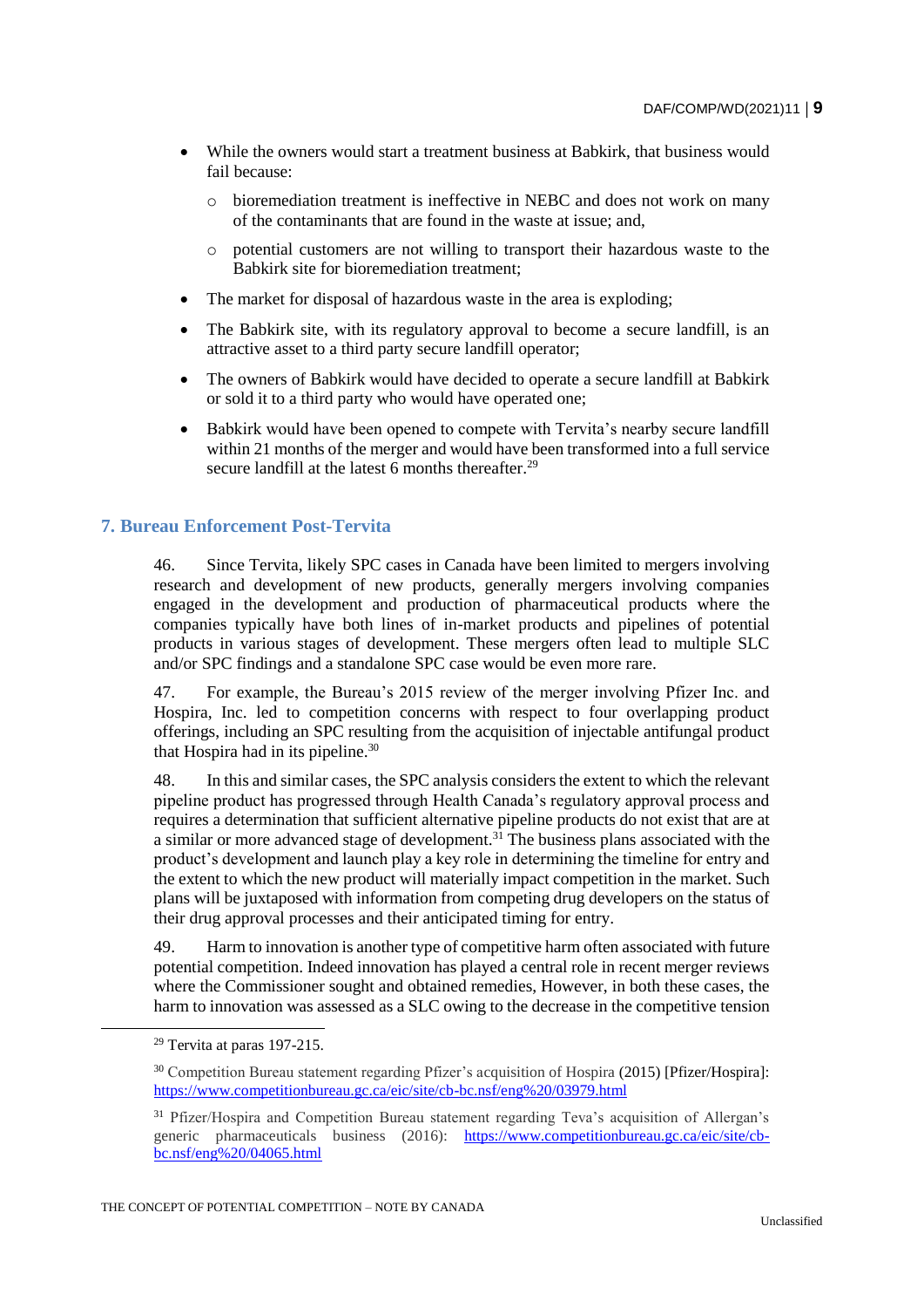- While the owners would start a treatment business at Babkirk, that business would fail because:
    - bioremediation treatment is ineffective in NEBC and does not work on many of the contaminants that are found in the waste at issue; and,
    - potential customers are not willing to transport their hazardous waste to the Babkirk site for bioremediation treatment;
- The market for disposal of hazardous waste in the area is exploding;
- The Babkirk site, with its regulatory approval to become a secure landfill, is an attractive asset to a third party secure landfill operator;
- The owners of Babkirk would have decided to operate a secure landfill at Babkirk or sold it to a third party who would have operated one;
- Babkirk would have been opened to compete with Tervita's nearby secure landfill within 21 months of the merger and would have been transformed into a full service secure landfill at the latest 6 months thereafter.[29]

## 7. Bureau Enforcement Post-Tervita

46. Since Tervita, likely SPC cases in Canada have been limited to mergers involving research and development of new products, generally mergers involving companies engaged in the development and production of pharmaceutical products where the companies typically have both lines of in-market products and pipelines of potential products in various stages of development. These mergers often lead to multiple SLC and/or SPC findings and a standalone SPC case would be even more rare.

47. For example, the Bureau's 2015 review of the merger involving Pfizer Inc. and Hospira, Inc. led to competition concerns with respect to four overlapping product offerings, including an SPC resulting from the acquisition of injectable antifungal product that Hospira had in its pipeline.[30]

48. In this and similar cases, the SPC analysis considers the extent to which the relevant pipeline product has progressed through Health Canada's regulatory approval process and requires a determination that sufficient alternative pipeline products do not exist that are at a similar or more advanced stage of development.[31] The business plans associated with the product's development and launch play a key role in determining the timeline for entry and the extent to which the new product will materially impact competition in the market. Such plans will be juxtaposed with information from competing drug developers on the status of their drug approval processes and their anticipated timing for entry.

49. Harm to innovation is another type of competitive harm often associated with future potential competition. Indeed innovation has played a central role in recent merger reviews where the Commissioner sought and obtained remedies, However, in both these cases, the harm to innovation was assessed as a SLC owing to the decrease in the competitive tension

---

[29] Tervita at paras 197-215.

[30] Competition Bureau statement regarding Pfizer's acquisition of Hospira (2015) [Pfizer/Hospira]: https://www.competitionbureau.gc.ca/eic/site/cb-bc.nsf/eng%20/03979.html

[31] Pfizer/Hospira and Competition Bureau statement regarding Teva's acquisition of Allergan's generic pharmaceuticals business (2016): https://www.competitionbureau.gc.ca/eic/site/cb-bc.nsf/eng%20/04065.html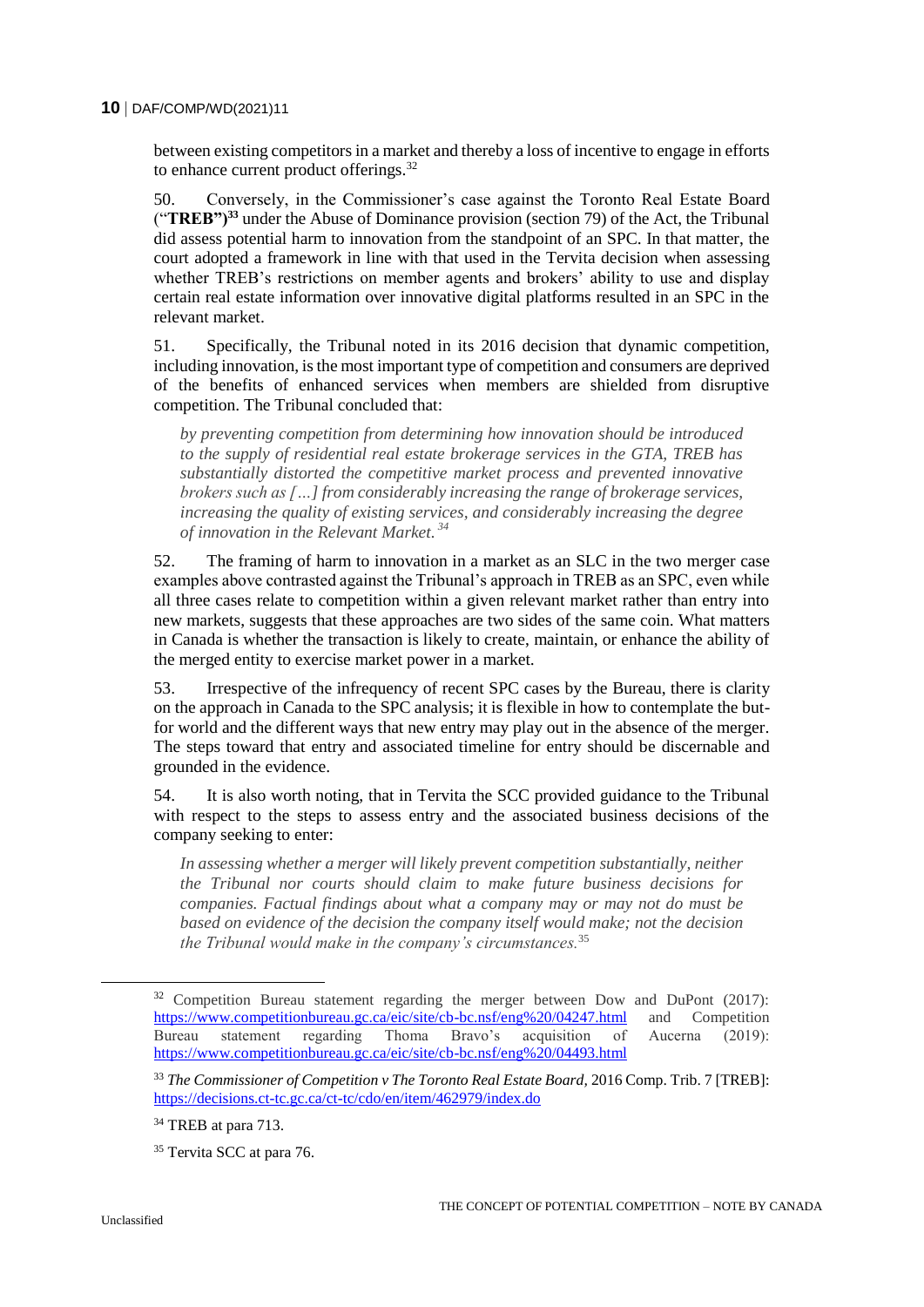between existing competitors in a market and thereby a loss of incentive to engage in efforts to enhance current product offerings.[32]

50. Conversely, in the Commissioner's case against the Toronto Real Estate Board ("**TREB")**[33] under the Abuse of Dominance provision (section 79) of the Act, the Tribunal did assess potential harm to innovation from the standpoint of an SPC. In that matter, the court adopted a framework in line with that used in the Tervita decision when assessing whether TREB's restrictions on member agents and brokers' ability to use and display certain real estate information over innovative digital platforms resulted in an SPC in the relevant market.

51. Specifically, the Tribunal noted in its 2016 decision that dynamic competition, including innovation, is the most important type of competition and consumers are deprived of the benefits of enhanced services when members are shielded from disruptive competition. The Tribunal concluded that:

> *by preventing competition from determining how innovation should be introduced to the supply of residential real estate brokerage services in the GTA, TREB has substantially distorted the competitive market process and prevented innovative brokers such as […] from considerably increasing the range of brokerage services, increasing the quality of existing services, and considerably increasing the degree of innovation in the Relevant Market.*[34]

52. The framing of harm to innovation in a market as an SLC in the two merger case examples above contrasted against the Tribunal's approach in TREB as an SPC, even while all three cases relate to competition within a given relevant market rather than entry into new markets, suggests that these approaches are two sides of the same coin. What matters in Canada is whether the transaction is likely to create, maintain, or enhance the ability of the merged entity to exercise market power in a market.

53. Irrespective of the infrequency of recent SPC cases by the Bureau, there is clarity on the approach in Canada to the SPC analysis; it is flexible in how to contemplate the but-for world and the different ways that new entry may play out in the absence of the merger. The steps toward that entry and associated timeline for entry should be discernable and grounded in the evidence.

54. It is also worth noting, that in Tervita the SCC provided guidance to the Tribunal with respect to the steps to assess entry and the associated business decisions of the company seeking to enter:

> *In assessing whether a merger will likely prevent competition substantially, neither the Tribunal nor courts should claim to make future business decisions for companies. Factual findings about what a company may or may not do must be based on evidence of the decision the company itself would make; not the decision the Tribunal would make in the company's circumstances.*[35]

---

[32] Competition Bureau statement regarding the merger between Dow and DuPont (2017): https://www.competitionbureau.gc.ca/eic/site/cb-bc.nsf/eng%20/04247.html and Competition Bureau statement regarding Thoma Bravo's acquisition of Aucerna (2019): https://www.competitionbureau.gc.ca/eic/site/cb-bc.nsf/eng%20/04493.html

[33] *The Commissioner of Competition v The Toronto Real Estate Board*, 2016 Comp. Trib. 7 [TREB]: https://decisions.ct-tc.gc.ca/ct-tc/cdo/en/item/462979/index.do

[34] TREB at para 713.

[35] Tervita SCC at para 76.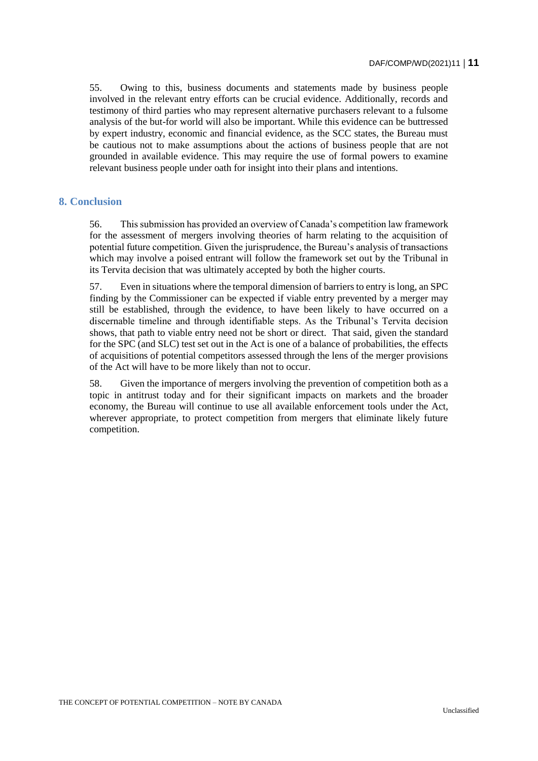55. Owing to this, business documents and statements made by business people involved in the relevant entry efforts can be crucial evidence. Additionally, records and testimony of third parties who may represent alternative purchasers relevant to a fulsome analysis of the but-for world will also be important. While this evidence can be buttressed by expert industry, economic and financial evidence, as the SCC states, the Bureau must be cautious not to make assumptions about the actions of business people that are not grounded in available evidence. This may require the use of formal powers to examine relevant business people under oath for insight into their plans and intentions.

## 8. Conclusion

56. This submission has provided an overview of Canada's competition law framework for the assessment of mergers involving theories of harm relating to the acquisition of potential future competition. Given the jurisprudence, the Bureau's analysis of transactions which may involve a poised entrant will follow the framework set out by the Tribunal in its Tervita decision that was ultimately accepted by both the higher courts.

57. Even in situations where the temporal dimension of barriers to entry is long, an SPC finding by the Commissioner can be expected if viable entry prevented by a merger may still be established, through the evidence, to have been likely to have occurred on a discernable timeline and through identifiable steps. As the Tribunal's Tervita decision shows, that path to viable entry need not be short or direct. That said, given the standard for the SPC (and SLC) test set out in the Act is one of a balance of probabilities, the effects of acquisitions of potential competitors assessed through the lens of the merger provisions of the Act will have to be more likely than not to occur.

58. Given the importance of mergers involving the prevention of competition both as a topic in antitrust today and for their significant impacts on markets and the broader economy, the Bureau will continue to use all available enforcement tools under the Act, wherever appropriate, to protect competition from mergers that eliminate likely future competition.